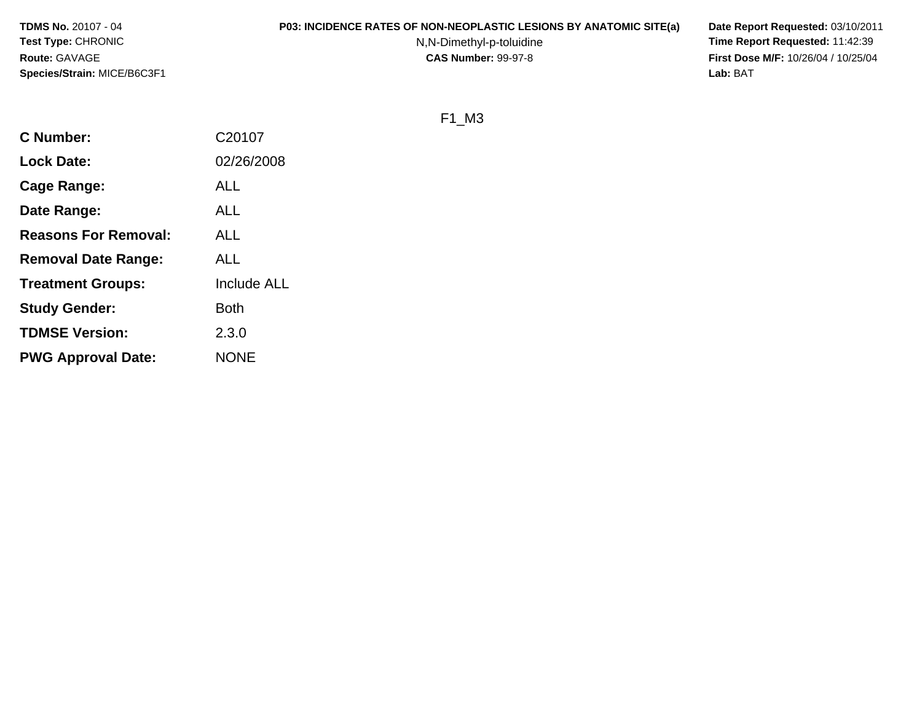**TDMS No.** 20107 - 04
**Test Type:** CHRONIC
**Route:** GAVAGE
**Species/Strain:** MICE/B6C3F1

**P03: INCIDENCE RATES OF NON-NEOPLASTIC LESIONS BY ANATOMIC SITE(a)**
N,N-Dimethyl-p-toluidine
**CAS Number:** 99-97-8

**Date Report Requested:** 03/10/2011
**Time Report Requested:** 11:42:39
**First Dose M/F:** 10/26/04 / 10/25/04
**Lab:** BAT

F1_M3

| | |
|---|---|
| **C Number:** | C20107 |
| **Lock Date:** | 02/26/2008 |
| **Cage Range:** | ALL |
| **Date Range:** | ALL |
| **Reasons For Removal:** | ALL |
| **Removal Date Range:** | ALL |
| **Treatment Groups:** | Include ALL |
| **Study Gender:** | Both |
| **TDMSE Version:** | 2.3.0 |
| **PWG Approval Date:** | NONE |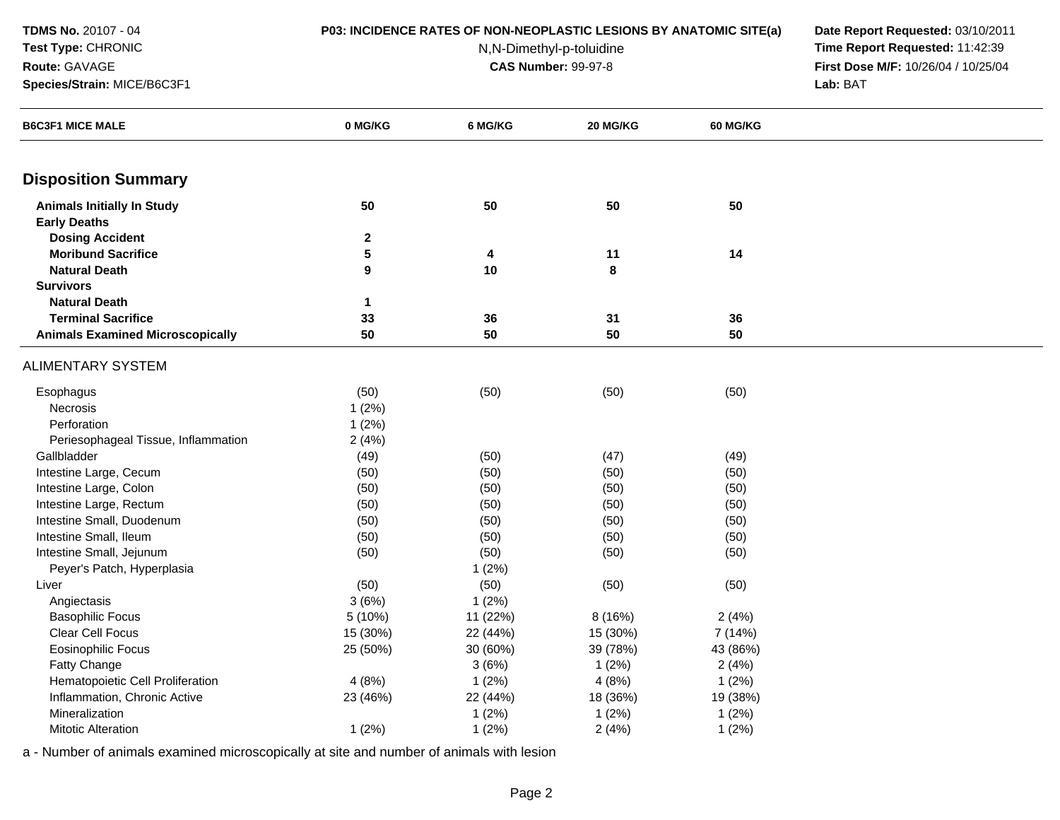**TDMS No.** 20107 - 04
**Test Type:** CHRONIC
**Route:** GAVAGE
**Species/Strain:** MICE/B6C3F1

**P03: INCIDENCE RATES OF NON-NEOPLASTIC LESIONS BY ANATOMIC SITE(a)**
N,N-Dimethyl-p-toluidine
**CAS Number:** 99-97-8

**Date Report Requested:** 03/10/2011
**Time Report Requested:** 11:42:39
**First Dose M/F:** 10/26/04 / 10/25/04
**Lab:** BAT

| B6C3F1 MICE MALE | 0 MG/KG | 6 MG/KG | 20 MG/KG | 60 MG/KG |
|---|---|---|---|---|
| **Disposition Summary** | | | | |
| **Animals Initially In Study** | **50** | **50** | **50** | **50** |
| **Early Deaths** | | | | |
| **Dosing Accident** | **2** | | | |
| **Moribund Sacrifice** | **5** | **4** | **11** | **14** |
| **Natural Death** | **9** | **10** | **8** | |
| **Survivors** | | | | |
| **Natural Death** | **1** | | | |
| **Terminal Sacrifice** | **33** | **36** | **31** | **36** |
| **Animals Examined Microscopically** | **50** | **50** | **50** | **50** |
| ALIMENTARY SYSTEM | | | | |
| Esophagus | (50) | (50) | (50) | (50) |
| Necrosis | 1 (2%) | | | |
| Perforation | 1 (2%) | | | |
| Periesophageal Tissue, Inflammation | 2 (4%) | | | |
| Gallbladder | (49) | (50) | (47) | (49) |
| Intestine Large, Cecum | (50) | (50) | (50) | (50) |
| Intestine Large, Colon | (50) | (50) | (50) | (50) |
| Intestine Large, Rectum | (50) | (50) | (50) | (50) |
| Intestine Small, Duodenum | (50) | (50) | (50) | (50) |
| Intestine Small, Ileum | (50) | (50) | (50) | (50) |
| Intestine Small, Jejunum | (50) | (50) | (50) | (50) |
| Peyer's Patch, Hyperplasia | | 1 (2%) | | |
| Liver | (50) | (50) | (50) | (50) |
| Angiectasis | 3 (6%) | 1 (2%) | | |
| Basophilic Focus | 5 (10%) | 11 (22%) | 8 (16%) | 2 (4%) |
| Clear Cell Focus | 15 (30%) | 22 (44%) | 15 (30%) | 7 (14%) |
| Eosinophilic Focus | 25 (50%) | 30 (60%) | 39 (78%) | 43 (86%) |
| Fatty Change | | 3 (6%) | 1 (2%) | 2 (4%) |
| Hematopoietic Cell Proliferation | 4 (8%) | 1 (2%) | 4 (8%) | 1 (2%) |
| Inflammation, Chronic Active | 23 (46%) | 22 (44%) | 18 (36%) | 19 (38%) |
| Mineralization | | 1 (2%) | 1 (2%) | 1 (2%) |
| Mitotic Alteration | 1 (2%) | 1 (2%) | 2 (4%) | 1 (2%) |

a - Number of animals examined microscopically at site and number of animals with lesion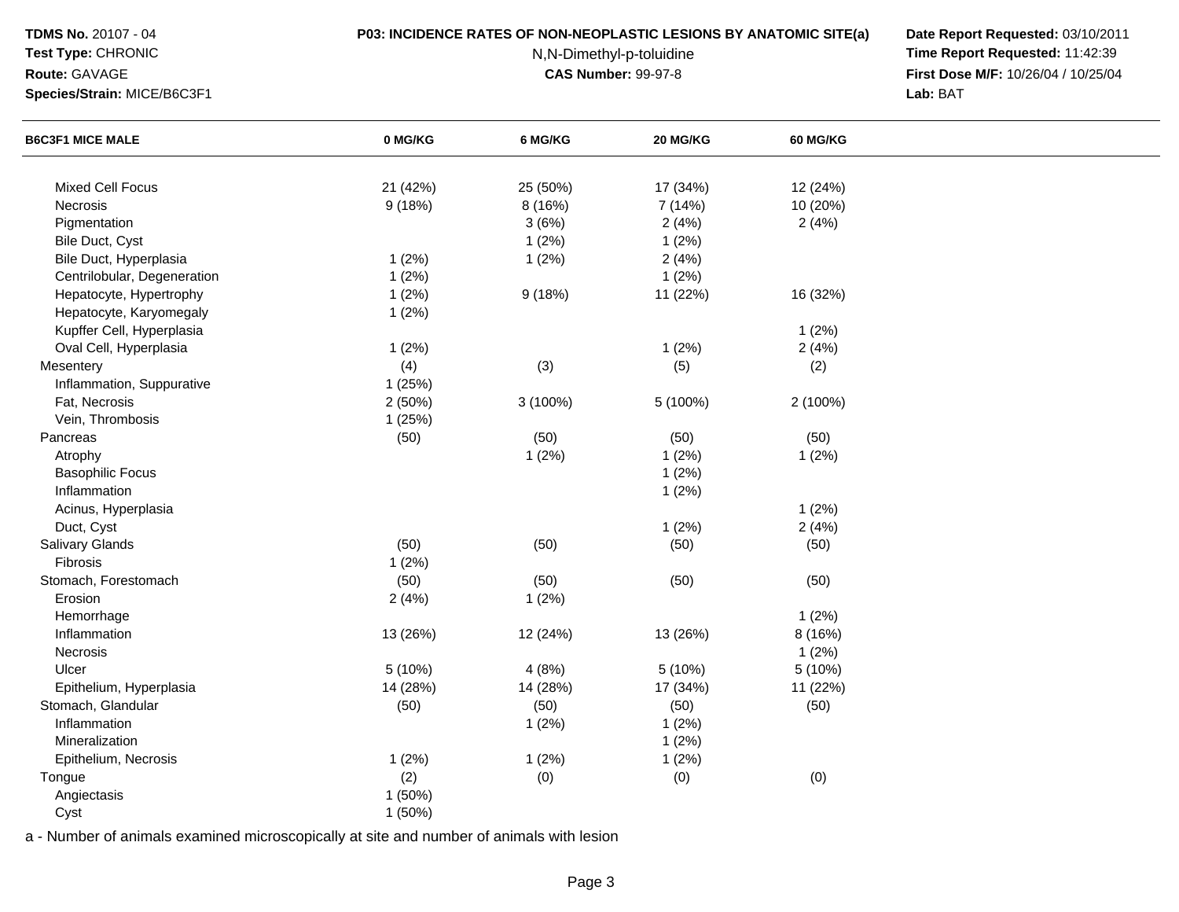**TDMS No.** 20107 - 04
**Test Type:** CHRONIC
**Route:** GAVAGE
**Species/Strain:** MICE/B6C3F1

**P03: INCIDENCE RATES OF NON-NEOPLASTIC LESIONS BY ANATOMIC SITE(a)**
N,N-Dimethyl-p-toluidine
**CAS Number:** 99-97-8

**Date Report Requested:** 03/10/2011
**Time Report Requested:** 11:42:39
**First Dose M/F:** 10/26/04 / 10/25/04
**Lab:** BAT

| B6C3F1 MICE MALE | 0 MG/KG | 6 MG/KG | 20 MG/KG | 60 MG/KG |
|---|---|---|---|---|
| Mixed Cell Focus | 21 (42%) | 25 (50%) | 17 (34%) | 12 (24%) |
| Necrosis | 9 (18%) | 8 (16%) | 7 (14%) | 10 (20%) |
| Pigmentation | | 3 (6%) | 2 (4%) | 2 (4%) |
| Bile Duct, Cyst | | 1 (2%) | 1 (2%) | |
| Bile Duct, Hyperplasia | 1 (2%) | 1 (2%) | 2 (4%) | |
| Centrilobular, Degeneration | 1 (2%) | | 1 (2%) | |
| Hepatocyte, Hypertrophy | 1 (2%) | 9 (18%) | 11 (22%) | 16 (32%) |
| Hepatocyte, Karyomegaly | 1 (2%) | | | |
| Kupffer Cell, Hyperplasia | | | | 1 (2%) |
| Oval Cell, Hyperplasia | 1 (2%) | | 1 (2%) | 2 (4%) |
| Mesentery | (4) | (3) | (5) | (2) |
| Inflammation, Suppurative | 1 (25%) | | | |
| Fat, Necrosis | 2 (50%) | 3 (100%) | 5 (100%) | 2 (100%) |
| Vein, Thrombosis | 1 (25%) | | | |
| Pancreas | (50) | (50) | (50) | (50) |
| Atrophy | | 1 (2%) | 1 (2%) | 1 (2%) |
| Basophilic Focus | | | 1 (2%) | |
| Inflammation | | | 1 (2%) | |
| Acinus, Hyperplasia | | | | 1 (2%) |
| Duct, Cyst | | | 1 (2%) | 2 (4%) |
| Salivary Glands | (50) | (50) | (50) | (50) |
| Fibrosis | 1 (2%) | | | |
| Stomach, Forestomach | (50) | (50) | (50) | (50) |
| Erosion | 2 (4%) | 1 (2%) | | |
| Hemorrhage | | | | 1 (2%) |
| Inflammation | 13 (26%) | 12 (24%) | 13 (26%) | 8 (16%) |
| Necrosis | | | | 1 (2%) |
| Ulcer | 5 (10%) | 4 (8%) | 5 (10%) | 5 (10%) |
| Epithelium, Hyperplasia | 14 (28%) | 14 (28%) | 17 (34%) | 11 (22%) |
| Stomach, Glandular | (50) | (50) | (50) | (50) |
| Inflammation | | 1 (2%) | 1 (2%) | |
| Mineralization | | | 1 (2%) | |
| Epithelium, Necrosis | 1 (2%) | 1 (2%) | 1 (2%) | |
| Tongue | (2) | (0) | (0) | (0) |
| Angiectasis | 1 (50%) | | | |
| Cyst | 1 (50%) | | | |

a - Number of animals examined microscopically at site and number of animals with lesion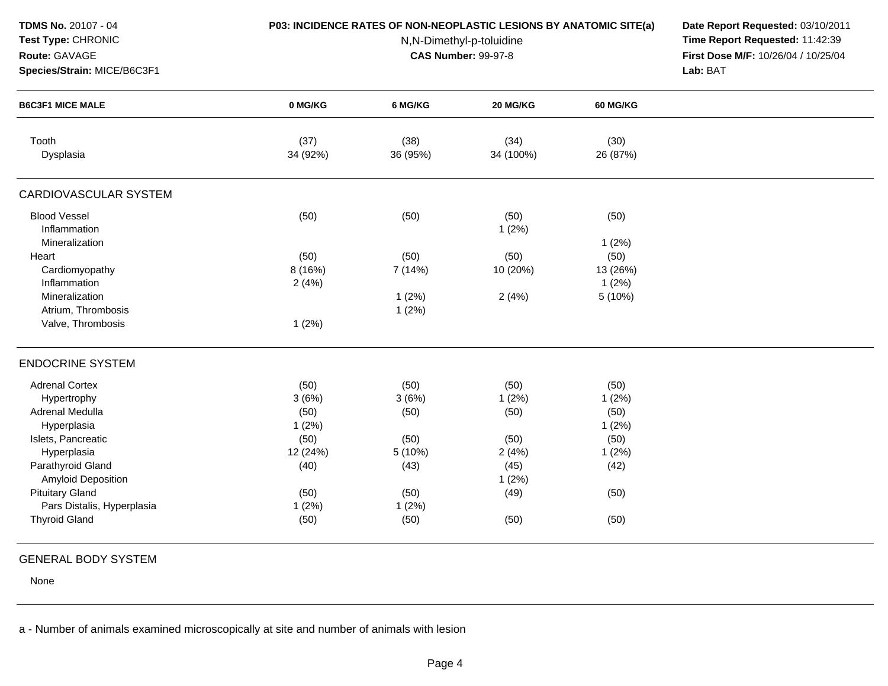**TDMS No.** 20107 - 04
**Test Type:** CHRONIC
**Route:** GAVAGE
**Species/Strain:** MICE/B6C3F1

**P03: INCIDENCE RATES OF NON-NEOPLASTIC LESIONS BY ANATOMIC SITE(a)**
N,N-Dimethyl-p-toluidine
**CAS Number:** 99-97-8

**Date Report Requested:** 03/10/2011
**Time Report Requested:** 11:42:39
**First Dose M/F:** 10/26/04 / 10/25/04
**Lab:** BAT

| B6C3F1 MICE MALE | 0 MG/KG | 6 MG/KG | 20 MG/KG | 60 MG/KG |
|---|---|---|---|---|
| Tooth | (37) | (38) | (34) | (30) |
| Dysplasia | 34 (92%) | 36 (95%) | 34 (100%) | 26 (87%) |
| **CARDIOVASCULAR SYSTEM** | | | | |
| Blood Vessel | (50) | (50) | (50) | (50) |
| Inflammation | | | 1 (2%) | |
| Mineralization | | | | 1 (2%) |
| Heart | (50) | (50) | (50) | (50) |
| Cardiomyopathy | 8 (16%) | 7 (14%) | 10 (20%) | 13 (26%) |
| Inflammation | 2 (4%) | | | 1 (2%) |
| Mineralization | | 1 (2%) | 2 (4%) | 5 (10%) |
| Atrium, Thrombosis | | 1 (2%) | | |
| Valve, Thrombosis | 1 (2%) | | | |
| **ENDOCRINE SYSTEM** | | | | |
| Adrenal Cortex | (50) | (50) | (50) | (50) |
| Hypertrophy | 3 (6%) | 3 (6%) | 1 (2%) | 1 (2%) |
| Adrenal Medulla | (50) | (50) | (50) | (50) |
| Hyperplasia | 1 (2%) | | | 1 (2%) |
| Islets, Pancreatic | (50) | (50) | (50) | (50) |
| Hyperplasia | 12 (24%) | 5 (10%) | 2 (4%) | 1 (2%) |
| Parathyroid Gland | (40) | (43) | (45) | (42) |
| Amyloid Deposition | | | 1 (2%) | |
| Pituitary Gland | (50) | (50) | (49) | (50) |
| Pars Distalis, Hyperplasia | 1 (2%) | 1 (2%) | | |
| Thyroid Gland | (50) | (50) | (50) | (50) |
| **GENERAL BODY SYSTEM** | | | | |
| None | | | | |

a - Number of animals examined microscopically at site and number of animals with lesion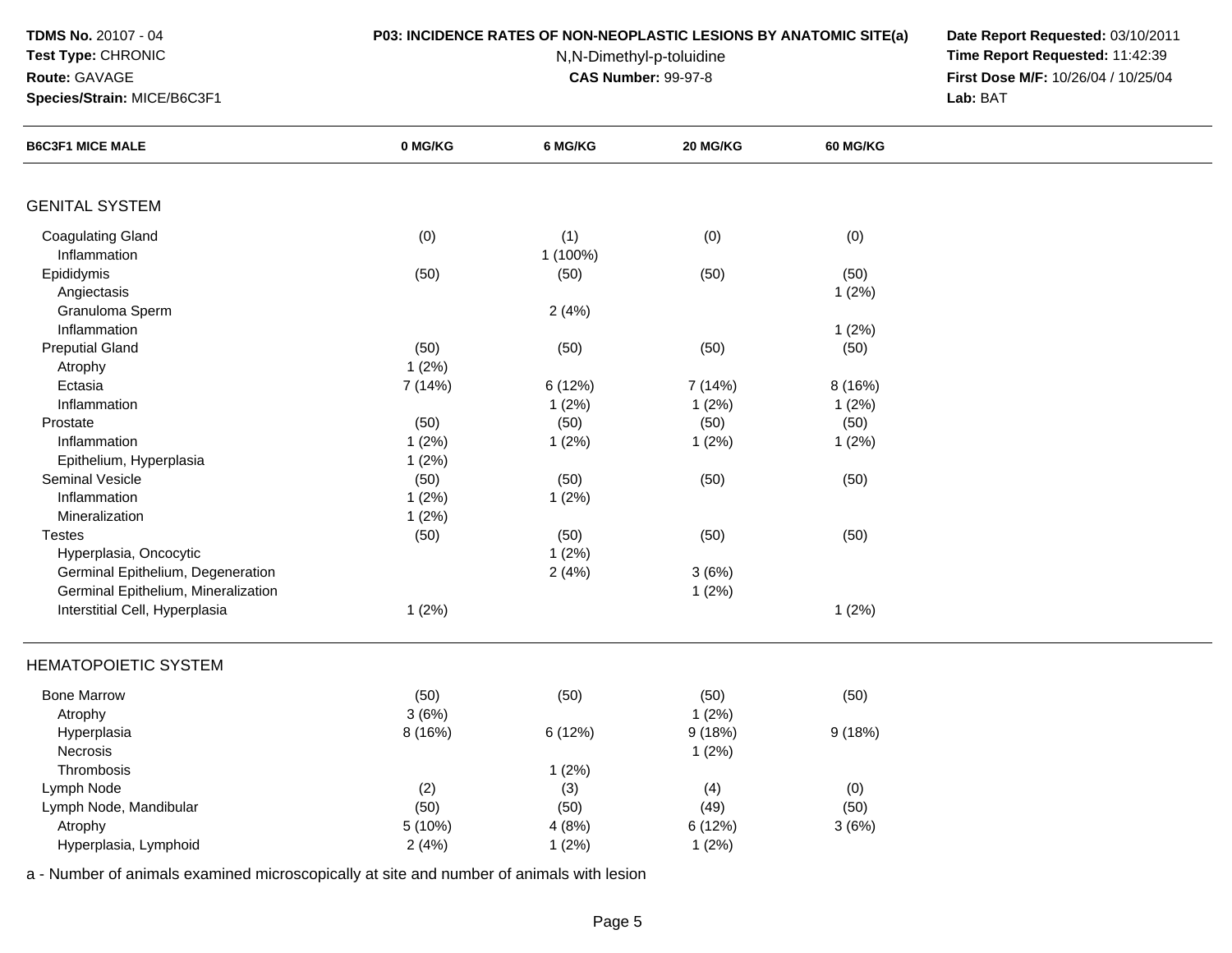**TDMS No.** 20107 - 04
**Test Type:** CHRONIC
**Route:** GAVAGE
**Species/Strain:** MICE/B6C3F1

**P03: INCIDENCE RATES OF NON-NEOPLASTIC LESIONS BY ANATOMIC SITE(a)**
N,N-Dimethyl-p-toluidine
**CAS Number:** 99-97-8

**Date Report Requested:** 03/10/2011
**Time Report Requested:** 11:42:39
**First Dose M/F:** 10/26/04 / 10/25/04
**Lab:** BAT

| B6C3F1 MICE MALE | 0 MG/KG | 6 MG/KG | 20 MG/KG | 60 MG/KG |
|---|---|---|---|---|
| **GENITAL SYSTEM** | | | | |
| Coagulating Gland | (0) | (1) | (0) | (0) |
| Inflammation | | 1 (100%) | | |
| Epididymis | (50) | (50) | (50) | (50) |
| Angiectasis | | | | 1 (2%) |
| Granuloma Sperm | | 2 (4%) | | |
| Inflammation | | | | 1 (2%) |
| Preputial Gland | (50) | (50) | (50) | (50) |
| Atrophy | 1 (2%) | | | |
| Ectasia | 7 (14%) | 6 (12%) | 7 (14%) | 8 (16%) |
| Inflammation | | 1 (2%) | 1 (2%) | 1 (2%) |
| Prostate | (50) | (50) | (50) | (50) |
| Inflammation | 1 (2%) | 1 (2%) | 1 (2%) | 1 (2%) |
| Epithelium, Hyperplasia | 1 (2%) | | | |
| Seminal Vesicle | (50) | (50) | (50) | (50) |
| Inflammation | 1 (2%) | 1 (2%) | | |
| Mineralization | 1 (2%) | | | |
| Testes | (50) | (50) | (50) | (50) |
| Hyperplasia, Oncocytic | | 1 (2%) | | |
| Germinal Epithelium, Degeneration | | 2 (4%) | 3 (6%) | |
| Germinal Epithelium, Mineralization | | | 1 (2%) | |
| Interstitial Cell, Hyperplasia | 1 (2%) | | | 1 (2%) |
| **HEMATOPOIETIC SYSTEM** | | | | |
| Bone Marrow | (50) | (50) | (50) | (50) |
| Atrophy | 3 (6%) | | 1 (2%) | |
| Hyperplasia | 8 (16%) | 6 (12%) | 9 (18%) | 9 (18%) |
| Necrosis | | | 1 (2%) | |
| Thrombosis | | 1 (2%) | | |
| Lymph Node | (2) | (3) | (4) | (0) |
| Lymph Node, Mandibular | (50) | (50) | (49) | (50) |
| Atrophy | 5 (10%) | 4 (8%) | 6 (12%) | 3 (6%) |
| Hyperplasia, Lymphoid | 2 (4%) | 1 (2%) | 1 (2%) | |

a - Number of animals examined microscopically at site and number of animals with lesion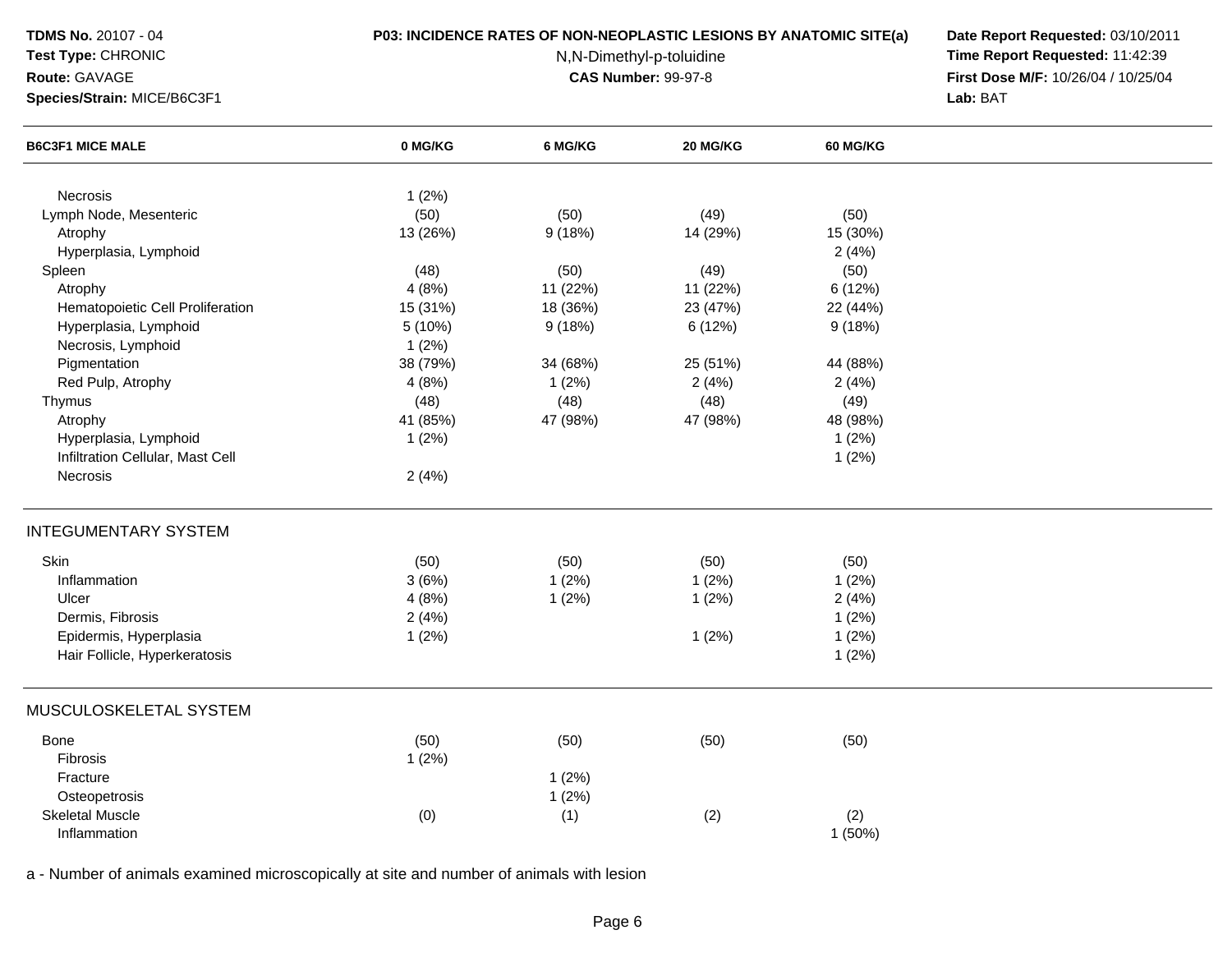**TDMS No.** 20107 - 04
**Test Type:** CHRONIC
**Route:** GAVAGE
**Species/Strain:** MICE/B6C3F1

**P03: INCIDENCE RATES OF NON-NEOPLASTIC LESIONS BY ANATOMIC SITE(a)**
N,N-Dimethyl-p-toluidine
**CAS Number:** 99-97-8

**Date Report Requested:** 03/10/2011
**Time Report Requested:** 11:42:39
**First Dose M/F:** 10/26/04 / 10/25/04
**Lab:** BAT

| B6C3F1 MICE MALE | 0 MG/KG | 6 MG/KG | 20 MG/KG | 60 MG/KG |
|---|---|---|---|---|
| Necrosis | 1 (2%) | | | |
| Lymph Node, Mesenteric | (50) | (50) | (49) | (50) |
| Atrophy | 13 (26%) | 9 (18%) | 14 (29%) | 15 (30%) |
| Hyperplasia, Lymphoid | | | | 2 (4%) |
| Spleen | (48) | (50) | (49) | (50) |
| Atrophy | 4 (8%) | 11 (22%) | 11 (22%) | 6 (12%) |
| Hematopoietic Cell Proliferation | 15 (31%) | 18 (36%) | 23 (47%) | 22 (44%) |
| Hyperplasia, Lymphoid | 5 (10%) | 9 (18%) | 6 (12%) | 9 (18%) |
| Necrosis, Lymphoid | 1 (2%) | | | |
| Pigmentation | 38 (79%) | 34 (68%) | 25 (51%) | 44 (88%) |
| Red Pulp, Atrophy | 4 (8%) | 1 (2%) | 2 (4%) | 2 (4%) |
| Thymus | (48) | (48) | (48) | (49) |
| Atrophy | 41 (85%) | 47 (98%) | 47 (98%) | 48 (98%) |
| Hyperplasia, Lymphoid | 1 (2%) | | | 1 (2%) |
| Infiltration Cellular, Mast Cell | | | | 1 (2%) |
| Necrosis | 2 (4%) | | | |
| **INTEGUMENTARY SYSTEM** | | | | |
| Skin | (50) | (50) | (50) | (50) |
| Inflammation | 3 (6%) | 1 (2%) | 1 (2%) | 1 (2%) |
| Ulcer | 4 (8%) | 1 (2%) | 1 (2%) | 2 (4%) |
| Dermis, Fibrosis | 2 (4%) | | | 1 (2%) |
| Epidermis, Hyperplasia | 1 (2%) | | 1 (2%) | 1 (2%) |
| Hair Follicle, Hyperkeratosis | | | | 1 (2%) |
| **MUSCULOSKELETAL SYSTEM** | | | | |
| Bone | (50) | (50) | (50) | (50) |
| Fibrosis | 1 (2%) | | | |
| Fracture | | 1 (2%) | | |
| Osteopetrosis | | 1 (2%) | | |
| Skeletal Muscle | (0) | (1) | (2) | (2) |
| Inflammation | | | | 1 (50%) |

a - Number of animals examined microscopically at site and number of animals with lesion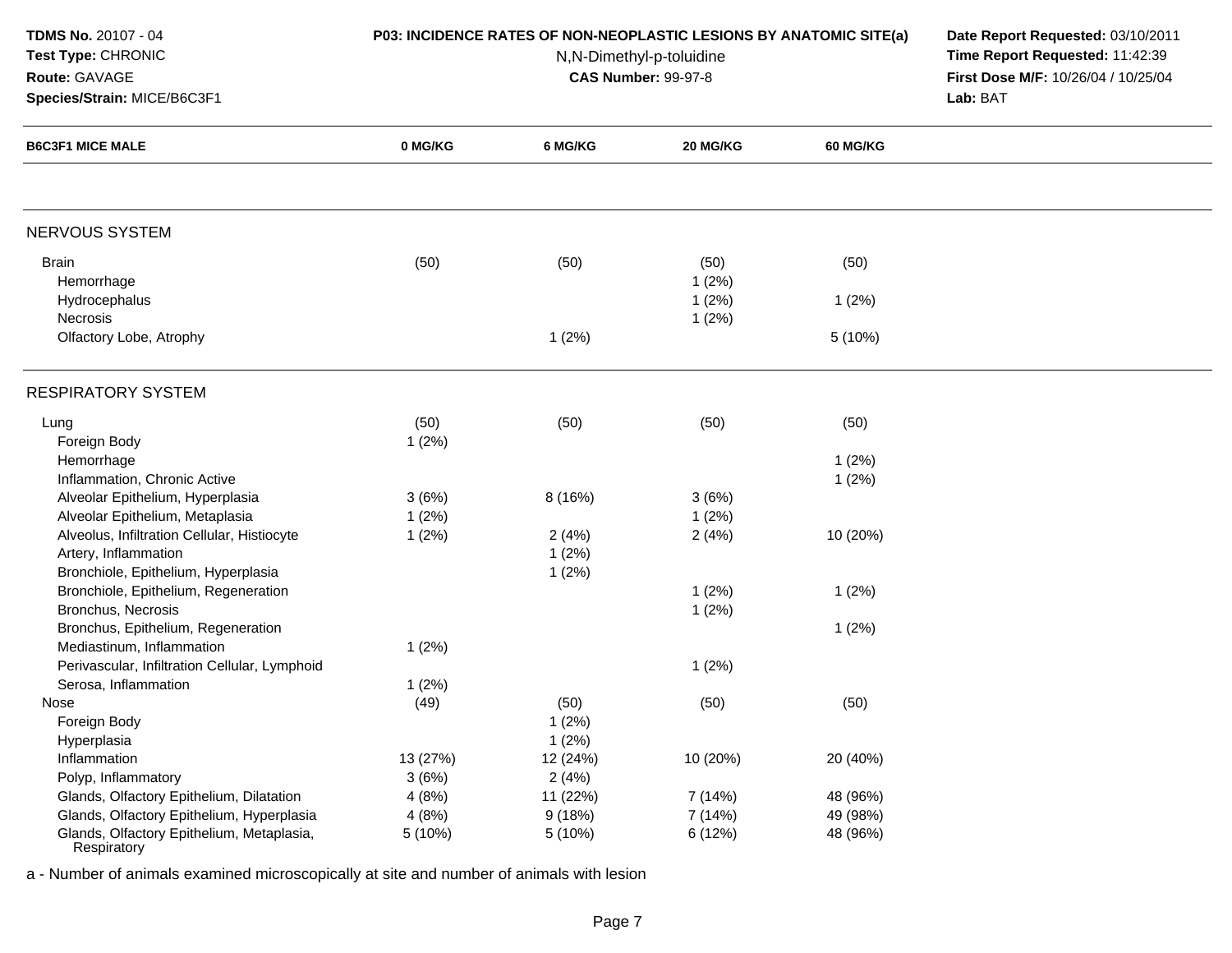**TDMS No.** 20107 - 04
**Test Type:** CHRONIC
**Route:** GAVAGE
**Species/Strain:** MICE/B6C3F1

**P03: INCIDENCE RATES OF NON-NEOPLASTIC LESIONS BY ANATOMIC SITE(a)**
N,N-Dimethyl-p-toluidine
**CAS Number:** 99-97-8

**Date Report Requested:** 03/10/2011
**Time Report Requested:** 11:42:39
**First Dose M/F:** 10/26/04 / 10/25/04
**Lab:** BAT

| B6C3F1 MICE MALE | 0 MG/KG | 6 MG/KG | 20 MG/KG | 60 MG/KG |
|---|---|---|---|---|
| **NERVOUS SYSTEM** | | | | |
| Brain | (50) | (50) | (50) | (50) |
| Hemorrhage | | | 1 (2%) | |
| Hydrocephalus | | | 1 (2%) | 1 (2%) |
| Necrosis | | | 1 (2%) | |
| Olfactory Lobe, Atrophy | | 1 (2%) | | 5 (10%) |
| **RESPIRATORY SYSTEM** | | | | |
| Lung | (50) | (50) | (50) | (50) |
| Foreign Body | 1 (2%) | | | |
| Hemorrhage | | | | 1 (2%) |
| Inflammation, Chronic Active | | | | 1 (2%) |
| Alveolar Epithelium, Hyperplasia | 3 (6%) | 8 (16%) | 3 (6%) | |
| Alveolar Epithelium, Metaplasia | 1 (2%) | | 1 (2%) | |
| Alveolus, Infiltration Cellular, Histiocyte | 1 (2%) | 2 (4%) | 2 (4%) | 10 (20%) |
| Artery, Inflammation | | 1 (2%) | | |
| Bronchiole, Epithelium, Hyperplasia | | 1 (2%) | | |
| Bronchiole, Epithelium, Regeneration | | | 1 (2%) | 1 (2%) |
| Bronchus, Necrosis | | | 1 (2%) | |
| Bronchus, Epithelium, Regeneration | | | | 1 (2%) |
| Mediastinum, Inflammation | 1 (2%) | | | |
| Perivascular, Infiltration Cellular, Lymphoid | | | 1 (2%) | |
| Serosa, Inflammation | 1 (2%) | | | |
| Nose | (49) | (50) | (50) | (50) |
| Foreign Body | | 1 (2%) | | |
| Hyperplasia | | 1 (2%) | | |
| Inflammation | 13 (27%) | 12 (24%) | 10 (20%) | 20 (40%) |
| Polyp, Inflammatory | 3 (6%) | 2 (4%) | | |
| Glands, Olfactory Epithelium, Dilatation | 4 (8%) | 11 (22%) | 7 (14%) | 48 (96%) |
| Glands, Olfactory Epithelium, Hyperplasia | 4 (8%) | 9 (18%) | 7 (14%) | 49 (98%) |
| Glands, Olfactory Epithelium, Metaplasia, Respiratory | 5 (10%) | 5 (10%) | 6 (12%) | 48 (96%) |

a - Number of animals examined microscopically at site and number of animals with lesion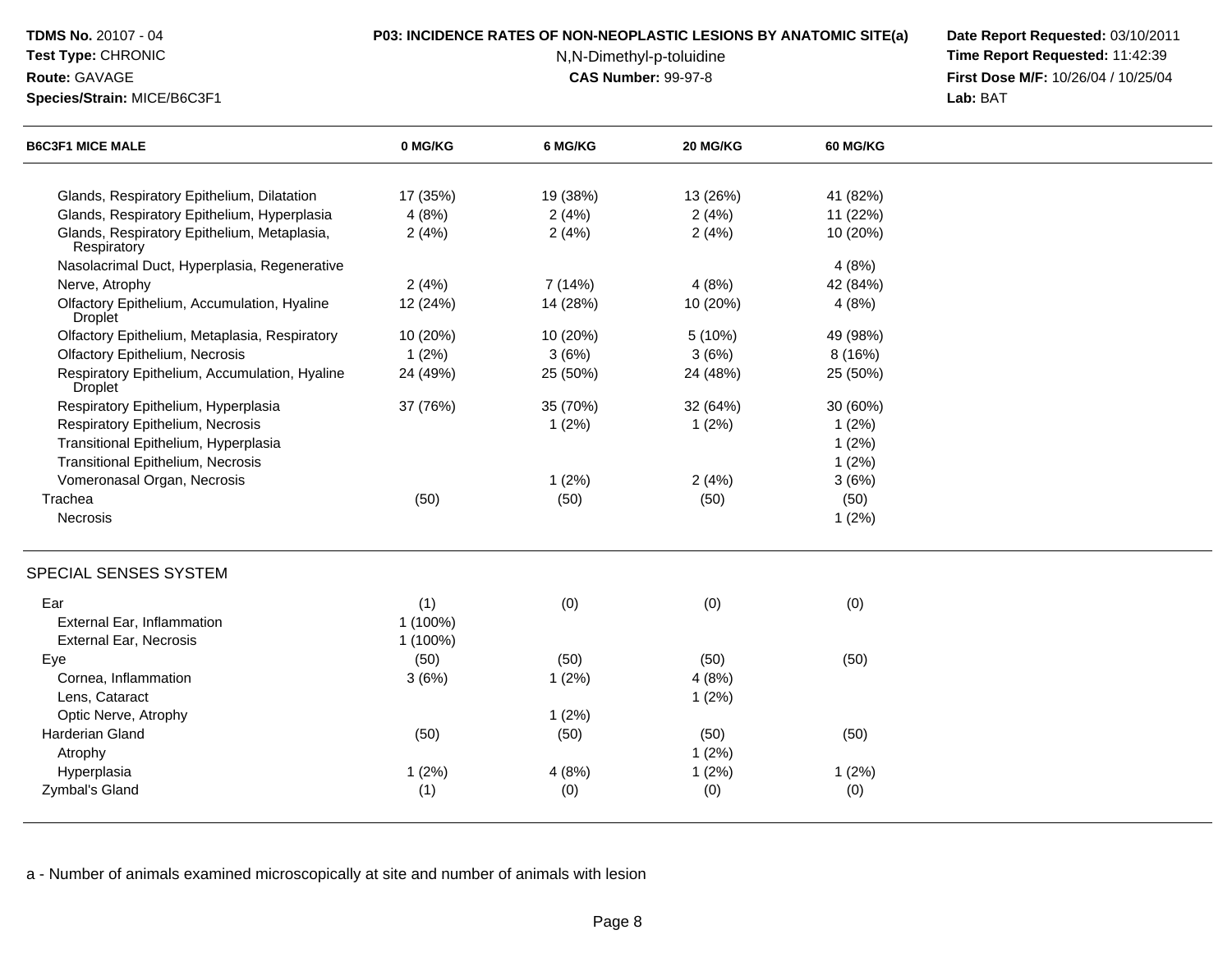**TDMS No.** 20107 - 04
**Test Type:** CHRONIC
**Route:** GAVAGE
**Species/Strain:** MICE/B6C3F1

**P03: INCIDENCE RATES OF NON-NEOPLASTIC LESIONS BY ANATOMIC SITE(a)**
N,N-Dimethyl-p-toluidine
**CAS Number:** 99-97-8

**Date Report Requested:** 03/10/2011
**Time Report Requested:** 11:42:39
**First Dose M/F:** 10/26/04 / 10/25/04
**Lab:** BAT

| B6C3F1 MICE MALE | 0 MG/KG | 6 MG/KG | 20 MG/KG | 60 MG/KG |
|---|---|---|---|---|
| Glands, Respiratory Epithelium, Dilatation | 17 (35%) | 19 (38%) | 13 (26%) | 41 (82%) |
| Glands, Respiratory Epithelium, Hyperplasia | 4 (8%) | 2 (4%) | 2 (4%) | 11 (22%) |
| Glands, Respiratory Epithelium, Metaplasia, Respiratory | 2 (4%) | 2 (4%) | 2 (4%) | 10 (20%) |
| Nasolacrimal Duct, Hyperplasia, Regenerative | | | | 4 (8%) |
| Nerve, Atrophy | 2 (4%) | 7 (14%) | 4 (8%) | 42 (84%) |
| Olfactory Epithelium, Accumulation, Hyaline Droplet | 12 (24%) | 14 (28%) | 10 (20%) | 4 (8%) |
| Olfactory Epithelium, Metaplasia, Respiratory | 10 (20%) | 10 (20%) | 5 (10%) | 49 (98%) |
| Olfactory Epithelium, Necrosis | 1 (2%) | 3 (6%) | 3 (6%) | 8 (16%) |
| Respiratory Epithelium, Accumulation, Hyaline Droplet | 24 (49%) | 25 (50%) | 24 (48%) | 25 (50%) |
| Respiratory Epithelium, Hyperplasia | 37 (76%) | 35 (70%) | 32 (64%) | 30 (60%) |
| Respiratory Epithelium, Necrosis | | 1 (2%) | 1 (2%) | 1 (2%) |
| Transitional Epithelium, Hyperplasia | | | | 1 (2%) |
| Transitional Epithelium, Necrosis | | | | 1 (2%) |
| Vomeronasal Organ, Necrosis | | 1 (2%) | 2 (4%) | 3 (6%) |
| Trachea | (50) | (50) | (50) | (50) |
| Necrosis | | | | 1 (2%) |
| **SPECIAL SENSES SYSTEM** | | | | |
| Ear | (1) | (0) | (0) | (0) |
| External Ear, Inflammation | 1 (100%) | | | |
| External Ear, Necrosis | 1 (100%) | | | |
| Eye | (50) | (50) | (50) | (50) |
| Cornea, Inflammation | 3 (6%) | 1 (2%) | 4 (8%) | |
| Lens, Cataract | | | 1 (2%) | |
| Optic Nerve, Atrophy | | 1 (2%) | | |
| Harderian Gland | (50) | (50) | (50) | (50) |
| Atrophy | | | 1 (2%) | |
| Hyperplasia | 1 (2%) | 4 (8%) | 1 (2%) | 1 (2%) |
| Zymbal's Gland | (1) | (0) | (0) | (0) |

a - Number of animals examined microscopically at site and number of animals with lesion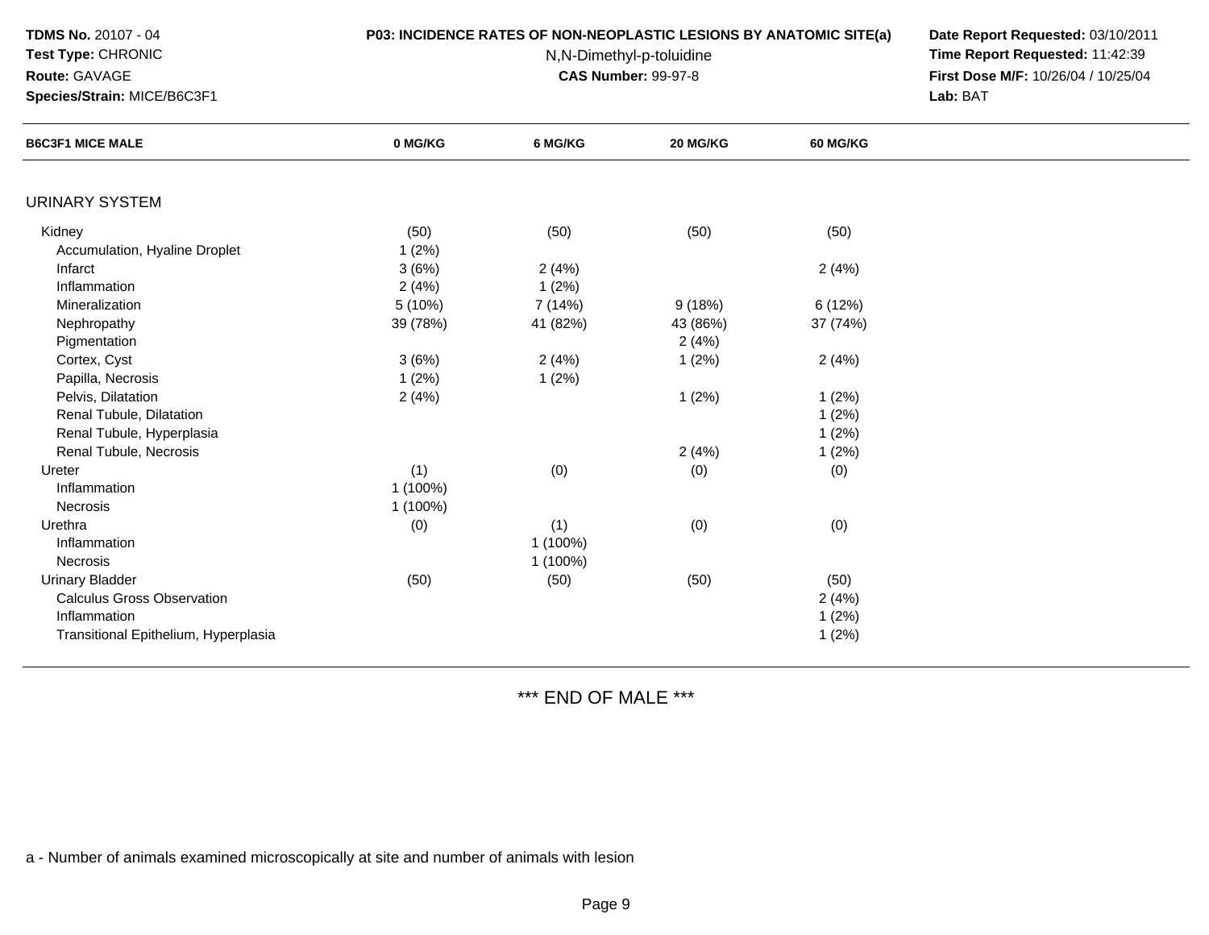**TDMS No.** 20107 - 04
**Test Type:** CHRONIC
**Route:** GAVAGE
**Species/Strain:** MICE/B6C3F1

**P03: INCIDENCE RATES OF NON-NEOPLASTIC LESIONS BY ANATOMIC SITE(a)**
N,N-Dimethyl-p-toluidine
**CAS Number:** 99-97-8

**Date Report Requested:** 03/10/2011
**Time Report Requested:** 11:42:39
**First Dose M/F:** 10/26/04 / 10/25/04
**Lab:** BAT

| B6C3F1 MICE MALE | 0 MG/KG | 6 MG/KG | 20 MG/KG | 60 MG/KG |
|---|---|---|---|---|
| **URINARY SYSTEM** | | | | |
| Kidney | (50) | (50) | (50) | (50) |
| Accumulation, Hyaline Droplet | 1 (2%) | | | |
| Infarct | 3 (6%) | 2 (4%) | | 2 (4%) |
| Inflammation | 2 (4%) | 1 (2%) | | |
| Mineralization | 5 (10%) | 7 (14%) | 9 (18%) | 6 (12%) |
| Nephropathy | 39 (78%) | 41 (82%) | 43 (86%) | 37 (74%) |
| Pigmentation | | | 2 (4%) | |
| Cortex, Cyst | 3 (6%) | 2 (4%) | 1 (2%) | 2 (4%) |
| Papilla, Necrosis | 1 (2%) | 1 (2%) | | |
| Pelvis, Dilatation | 2 (4%) | | 1 (2%) | 1 (2%) |
| Renal Tubule, Dilatation | | | | 1 (2%) |
| Renal Tubule, Hyperplasia | | | | 1 (2%) |
| Renal Tubule, Necrosis | | | 2 (4%) | 1 (2%) |
| Ureter | (1) | (0) | (0) | (0) |
| Inflammation | 1 (100%) | | | |
| Necrosis | 1 (100%) | | | |
| Urethra | (0) | (1) | (0) | (0) |
| Inflammation | | 1 (100%) | | |
| Necrosis | | 1 (100%) | | |
| Urinary Bladder | (50) | (50) | (50) | (50) |
| Calculus Gross Observation | | | | 2 (4%) |
| Inflammation | | | | 1 (2%) |
| Transitional Epithelium, Hyperplasia | | | | 1 (2%) |

*** END OF MALE ***

a - Number of animals examined microscopically at site and number of animals with lesion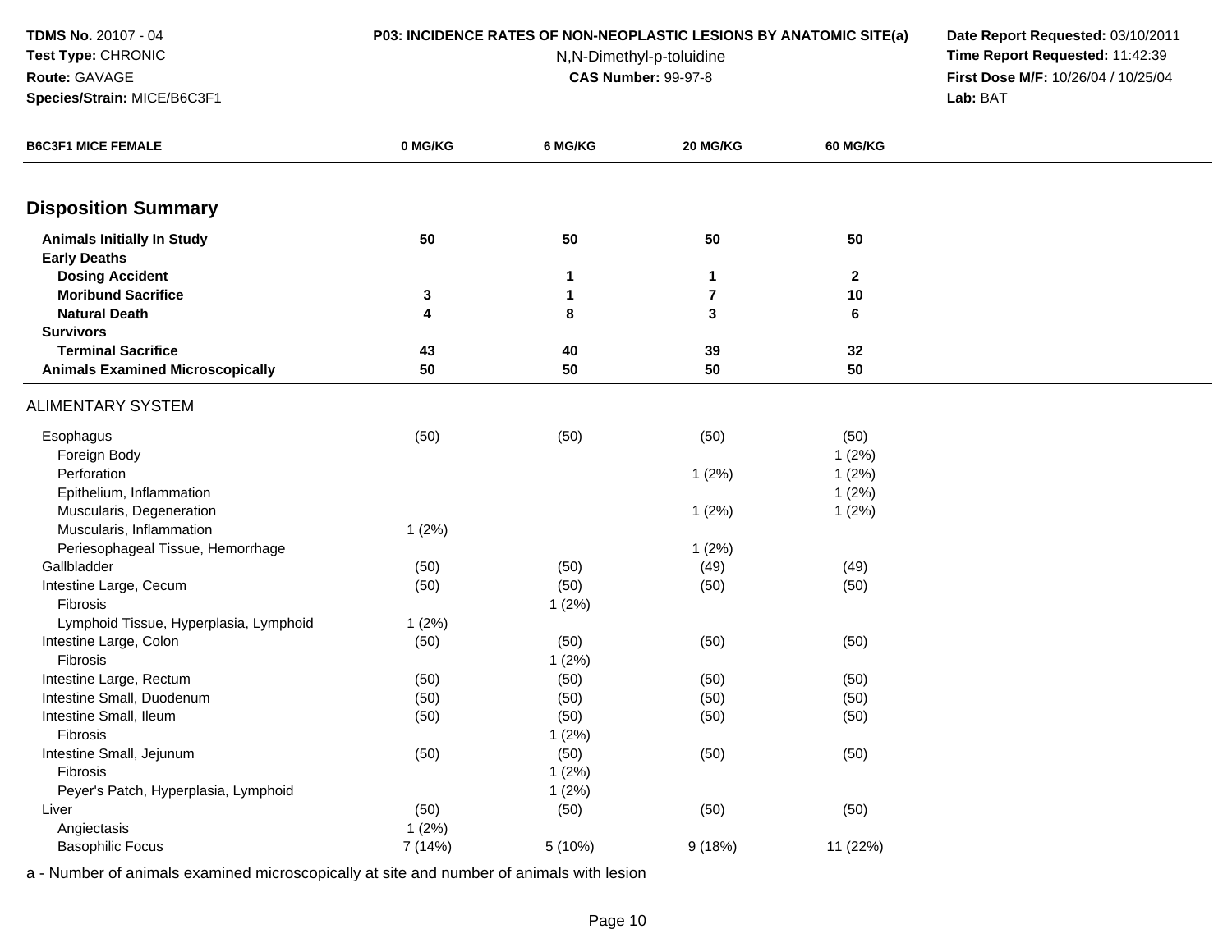**TDMS No.** 20107 - 04
**Test Type:** CHRONIC
**Route:** GAVAGE
**Species/Strain:** MICE/B6C3F1

**P03: INCIDENCE RATES OF NON-NEOPLASTIC LESIONS BY ANATOMIC SITE(a)**
N,N-Dimethyl-p-toluidine
**CAS Number:** 99-97-8

**Date Report Requested:** 03/10/2011
**Time Report Requested:** 11:42:39
**First Dose M/F:** 10/26/04 / 10/25/04
**Lab:** BAT

| B6C3F1 MICE FEMALE | 0 MG/KG | 6 MG/KG | 20 MG/KG | 60 MG/KG |
|---|---|---|---|---|
| **Disposition Summary** | | | | |
| **Animals Initially In Study** | **50** | **50** | **50** | **50** |
| **Early Deaths** | | | | |
| **Dosing Accident** | | **1** | **1** | **2** |
| **Moribund Sacrifice** | **3** | **1** | **7** | **10** |
| **Natural Death** | **4** | **8** | **3** | **6** |
| **Survivors** | | | | |
| **Terminal Sacrifice** | **43** | **40** | **39** | **32** |
| **Animals Examined Microscopically** | **50** | **50** | **50** | **50** |
| ALIMENTARY SYSTEM | | | | |
| Esophagus | (50) | (50) | (50) | (50) |
| Foreign Body | | | | 1 (2%) |
| Perforation | | | 1 (2%) | 1 (2%) |
| Epithelium, Inflammation | | | | 1 (2%) |
| Muscularis, Degeneration | | | 1 (2%) | 1 (2%) |
| Muscularis, Inflammation | 1 (2%) | | | |
| Periesophageal Tissue, Hemorrhage | | | 1 (2%) | |
| Gallbladder | (50) | (50) | (49) | (49) |
| Intestine Large, Cecum | (50) | (50) | (50) | (50) |
| Fibrosis | | 1 (2%) | | |
| Lymphoid Tissue, Hyperplasia, Lymphoid | 1 (2%) | | | |
| Intestine Large, Colon | (50) | (50) | (50) | (50) |
| Fibrosis | | 1 (2%) | | |
| Intestine Large, Rectum | (50) | (50) | (50) | (50) |
| Intestine Small, Duodenum | (50) | (50) | (50) | (50) |
| Intestine Small, Ileum | (50) | (50) | (50) | (50) |
| Fibrosis | | 1 (2%) | | |
| Intestine Small, Jejunum | (50) | (50) | (50) | (50) |
| Fibrosis | | 1 (2%) | | |
| Peyer's Patch, Hyperplasia, Lymphoid | | 1 (2%) | | |
| Liver | (50) | (50) | (50) | (50) |
| Angiectasis | 1 (2%) | | | |
| Basophilic Focus | 7 (14%) | 5 (10%) | 9 (18%) | 11 (22%) |

a - Number of animals examined microscopically at site and number of animals with lesion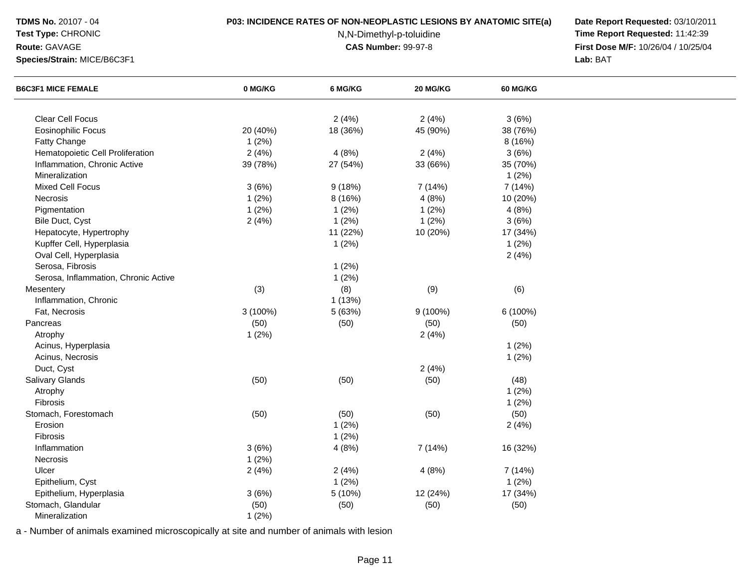**TDMS No.** 20107 - 04
**Test Type:** CHRONIC
**Route:** GAVAGE
**Species/Strain:** MICE/B6C3F1

**P03: INCIDENCE RATES OF NON-NEOPLASTIC LESIONS BY ANATOMIC SITE(a)**
N,N-Dimethyl-p-toluidine
**CAS Number:** 99-97-8

**Date Report Requested:** 03/10/2011
**Time Report Requested:** 11:42:39
**First Dose M/F:** 10/26/04 / 10/25/04
**Lab:** BAT

| B6C3F1 MICE FEMALE | 0 MG/KG | 6 MG/KG | 20 MG/KG | 60 MG/KG |
|---|---|---|---|---|
| Clear Cell Focus | | 2 (4%) | 2 (4%) | 3 (6%) |
| Eosinophilic Focus | 20 (40%) | 18 (36%) | 45 (90%) | 38 (76%) |
| Fatty Change | 1 (2%) | | | 8 (16%) |
| Hematopoietic Cell Proliferation | 2 (4%) | 4 (8%) | 2 (4%) | 3 (6%) |
| Inflammation, Chronic Active | 39 (78%) | 27 (54%) | 33 (66%) | 35 (70%) |
| Mineralization | | | | 1 (2%) |
| Mixed Cell Focus | 3 (6%) | 9 (18%) | 7 (14%) | 7 (14%) |
| Necrosis | 1 (2%) | 8 (16%) | 4 (8%) | 10 (20%) |
| Pigmentation | 1 (2%) | 1 (2%) | 1 (2%) | 4 (8%) |
| Bile Duct, Cyst | 2 (4%) | 1 (2%) | 1 (2%) | 3 (6%) |
| Hepatocyte, Hypertrophy | | 11 (22%) | 10 (20%) | 17 (34%) |
| Kupffer Cell, Hyperplasia | | 1 (2%) | | 1 (2%) |
| Oval Cell, Hyperplasia | | | | 2 (4%) |
| Serosa, Fibrosis | | 1 (2%) | | |
| Serosa, Inflammation, Chronic Active | | 1 (2%) | | |
| Mesentery | (3) | (8) | (9) | (6) |
| Inflammation, Chronic | | 1 (13%) | | |
| Fat, Necrosis | 3 (100%) | 5 (63%) | 9 (100%) | 6 (100%) |
| Pancreas | (50) | (50) | (50) | (50) |
| Atrophy | 1 (2%) | | 2 (4%) | |
| Acinus, Hyperplasia | | | | 1 (2%) |
| Acinus, Necrosis | | | | 1 (2%) |
| Duct, Cyst | | | 2 (4%) | |
| Salivary Glands | (50) | (50) | (50) | (48) |
| Atrophy | | | | 1 (2%) |
| Fibrosis | | | | 1 (2%) |
| Stomach, Forestomach | (50) | (50) | (50) | (50) |
| Erosion | | 1 (2%) | | 2 (4%) |
| Fibrosis | | 1 (2%) | | |
| Inflammation | 3 (6%) | 4 (8%) | 7 (14%) | 16 (32%) |
| Necrosis | 1 (2%) | | | |
| Ulcer | 2 (4%) | 2 (4%) | 4 (8%) | 7 (14%) |
| Epithelium, Cyst | | 1 (2%) | | 1 (2%) |
| Epithelium, Hyperplasia | 3 (6%) | 5 (10%) | 12 (24%) | 17 (34%) |
| Stomach, Glandular | (50) | (50) | (50) | (50) |
| Mineralization | 1 (2%) | | | |

a - Number of animals examined microscopically at site and number of animals with lesion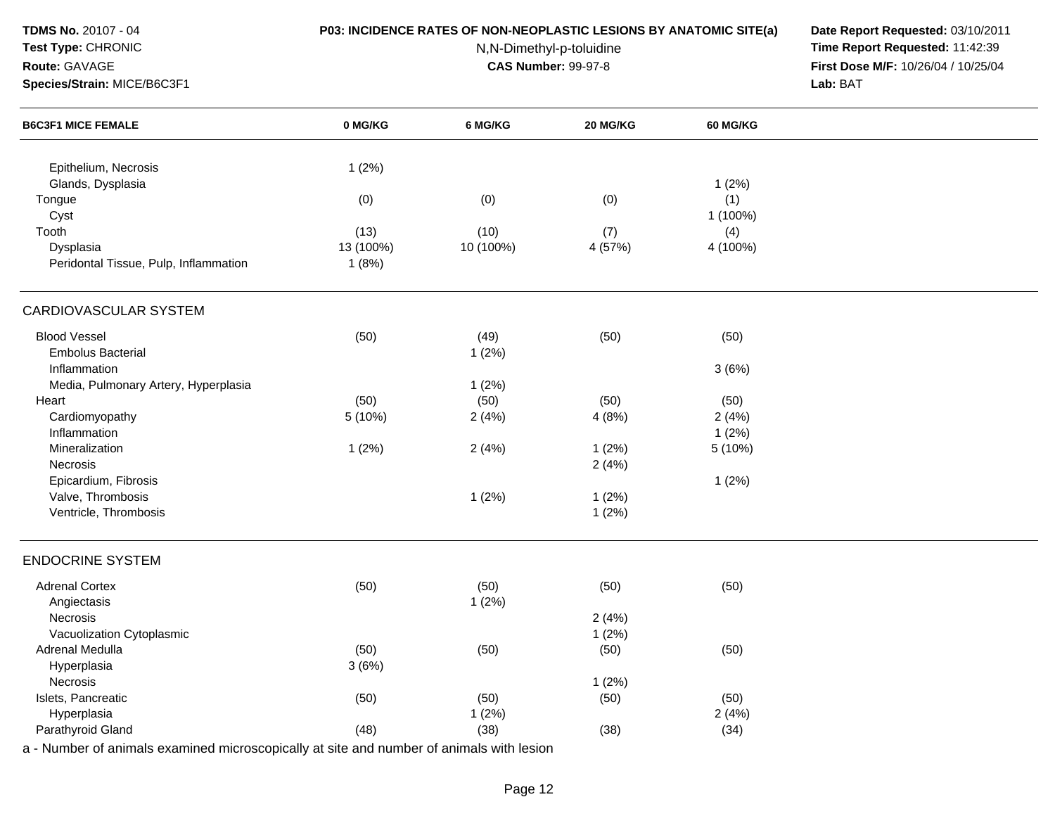| B6C3F1 MICE FEMALE | 0 MG/KG | 6 MG/KG | 20 MG/KG | 60 MG/KG |
|---|---|---|---|---|
| Epithelium, Necrosis | 1 (2%) | | | |
| Glands, Dysplasia | | | | 1 (2%) |
| Tongue | (0) | (0) | (0) | (1) |
| Cyst | | | | 1 (100%) |
| Tooth | (13) | (10) | (7) | (4) |
| Dysplasia | 13 (100%) | 10 (100%) | 4 (57%) | 4 (100%) |
| Peridontal Tissue, Pulp, Inflammation | 1 (8%) | | | |
| **CARDIOVASCULAR SYSTEM** | | | | |
| Blood Vessel | (50) | (49) | (50) | (50) |
| Embolus Bacterial | | 1 (2%) | | |
| Inflammation | | | | 3 (6%) |
| Media, Pulmonary Artery, Hyperplasia | | 1 (2%) | | |
| Heart | (50) | (50) | (50) | (50) |
| Cardiomyopathy | 5 (10%) | 2 (4%) | 4 (8%) | 2 (4%) |
| Inflammation | | | | 1 (2%) |
| Mineralization | 1 (2%) | 2 (4%) | 1 (2%) | 5 (10%) |
| Necrosis | | | 2 (4%) | |
| Epicardium, Fibrosis | | | | 1 (2%) |
| Valve, Thrombosis | | 1 (2%) | 1 (2%) | |
| Ventricle, Thrombosis | | | 1 (2%) | |
| **ENDOCRINE SYSTEM** | | | | |
| Adrenal Cortex | (50) | (50) | (50) | (50) |
| Angiectasis | | 1 (2%) | | |
| Necrosis | | | 2 (4%) | |
| Vacuolization Cytoplasmic | | | 1 (2%) | |
| Adrenal Medulla | (50) | (50) | (50) | (50) |
| Hyperplasia | 3 (6%) | | | |
| Necrosis | | | 1 (2%) | |
| Islets, Pancreatic | (50) | (50) | (50) | (50) |
| Hyperplasia | | 1 (2%) | | 2 (4%) |
| Parathyroid Gland | (48) | (38) | (38) | (34) |

a - Number of animals examined microscopically at site and number of animals with lesion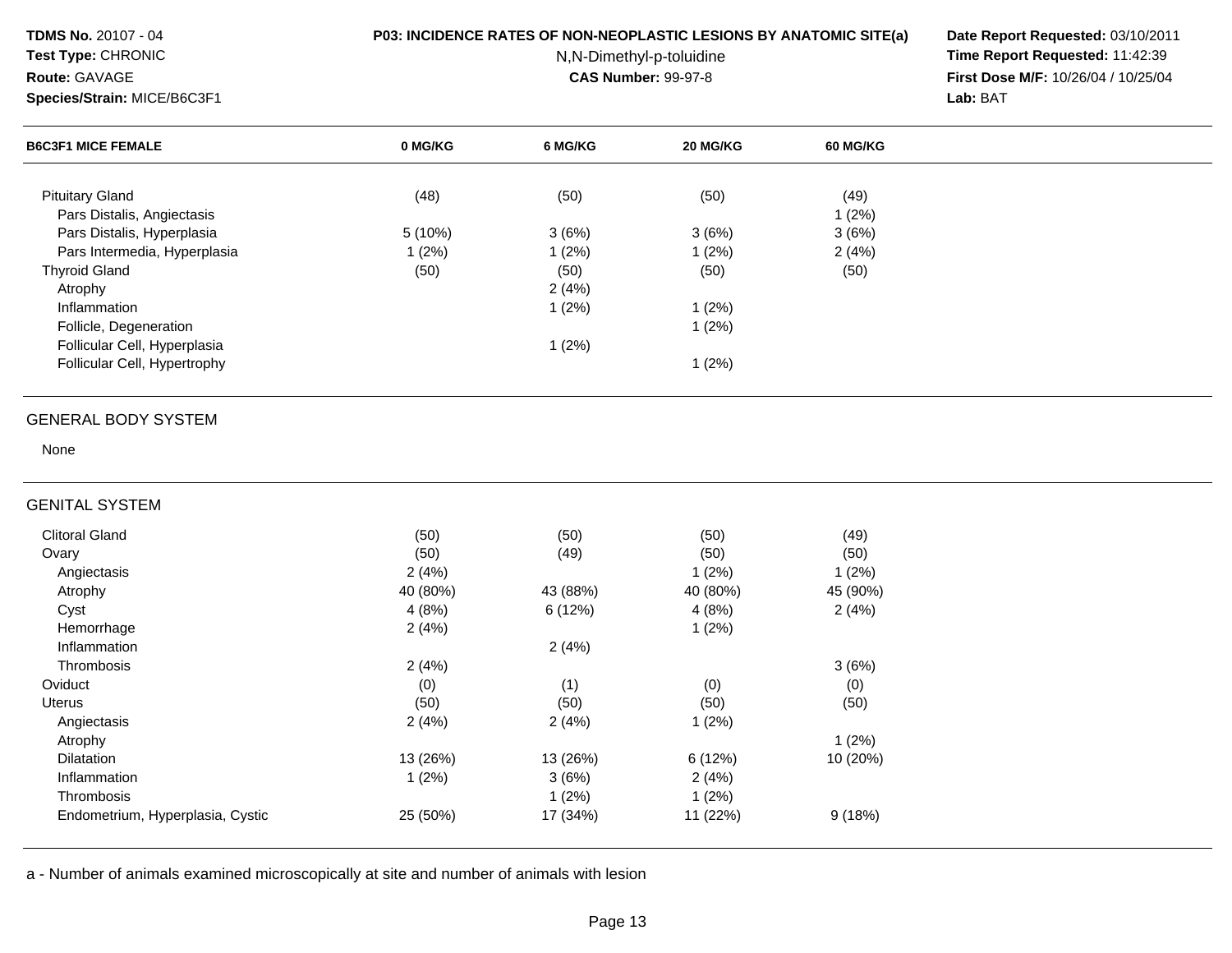**TDMS No.** 20107 - 04
**Test Type:** CHRONIC
**Route:** GAVAGE
**Species/Strain:** MICE/B6C3F1

**P03: INCIDENCE RATES OF NON-NEOPLASTIC LESIONS BY ANATOMIC SITE(a)**
N,N-Dimethyl-p-toluidine
**CAS Number:** 99-97-8

**Date Report Requested:** 03/10/2011
**Time Report Requested:** 11:42:39
**First Dose M/F:** 10/26/04 / 10/25/04
**Lab:** BAT

| B6C3F1 MICE FEMALE | 0 MG/KG | 6 MG/KG | 20 MG/KG | 60 MG/KG |
|---|---|---|---|---|
| Pituitary Gland | (48) | (50) | (50) | (49) |
| Pars Distalis, Angiectasis | | | | 1 (2%) |
| Pars Distalis, Hyperplasia | 5 (10%) | 3 (6%) | 3 (6%) | 3 (6%) |
| Pars Intermedia, Hyperplasia | 1 (2%) | 1 (2%) | 1 (2%) | 2 (4%) |
| Thyroid Gland | (50) | (50) | (50) | (50) |
| Atrophy | | 2 (4%) | | |
| Inflammation | | 1 (2%) | 1 (2%) | |
| Follicle, Degeneration | | | 1 (2%) | |
| Follicular Cell, Hyperplasia | | 1 (2%) | | |
| Follicular Cell, Hypertrophy | | | 1 (2%) | |

## GENERAL BODY SYSTEM

None

## GENITAL SYSTEM

| | 0 MG/KG | 6 MG/KG | 20 MG/KG | 60 MG/KG |
|---|---|---|---|---|
| Clitoral Gland | (50) | (50) | (50) | (49) |
| Ovary | (50) | (49) | (50) | (50) |
| Angiectasis | 2 (4%) | | 1 (2%) | 1 (2%) |
| Atrophy | 40 (80%) | 43 (88%) | 40 (80%) | 45 (90%) |
| Cyst | 4 (8%) | 6 (12%) | 4 (8%) | 2 (4%) |
| Hemorrhage | 2 (4%) | | 1 (2%) | |
| Inflammation | | 2 (4%) | | |
| Thrombosis | 2 (4%) | | | 3 (6%) |
| Oviduct | (0) | (1) | (0) | (0) |
| Uterus | (50) | (50) | (50) | (50) |
| Angiectasis | 2 (4%) | 2 (4%) | 1 (2%) | |
| Atrophy | | | | 1 (2%) |
| Dilatation | 13 (26%) | 13 (26%) | 6 (12%) | 10 (20%) |
| Inflammation | 1 (2%) | 3 (6%) | 2 (4%) | |
| Thrombosis | | 1 (2%) | 1 (2%) | |
| Endometrium, Hyperplasia, Cystic | 25 (50%) | 17 (34%) | 11 (22%) | 9 (18%) |

a - Number of animals examined microscopically at site and number of animals with lesion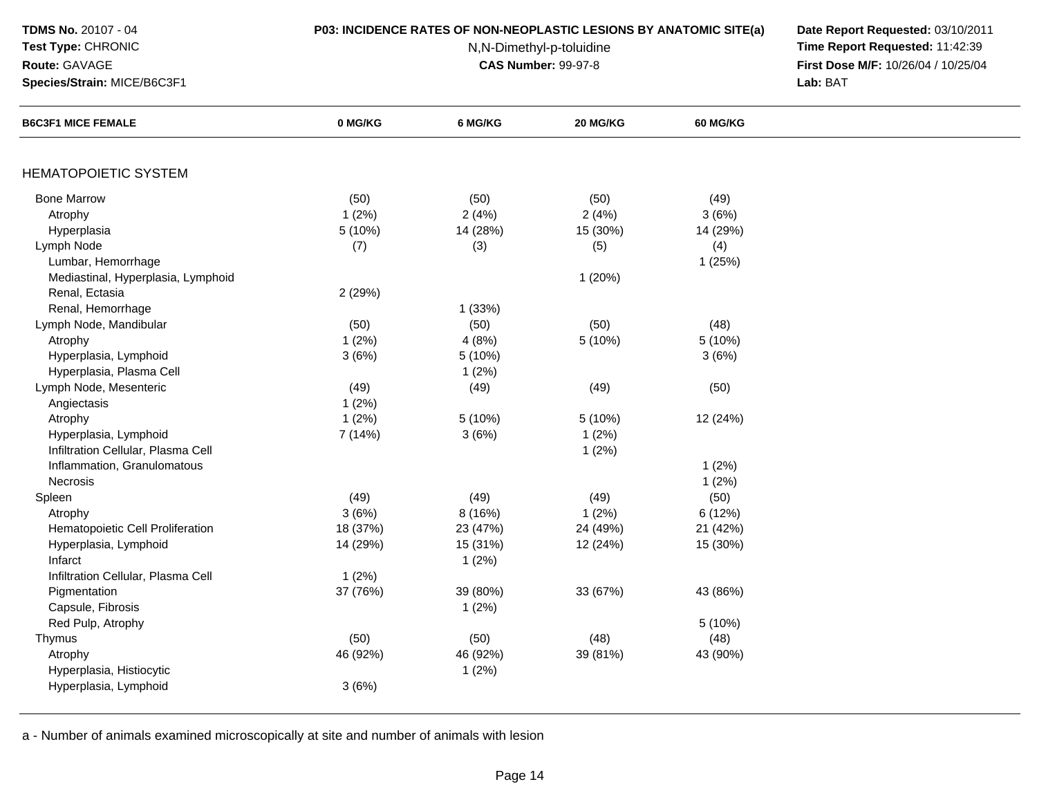**TDMS No.** 20107 - 04
**Test Type:** CHRONIC
**Route:** GAVAGE
**Species/Strain:** MICE/B6C3F1

**P03: INCIDENCE RATES OF NON-NEOPLASTIC LESIONS BY ANATOMIC SITE(a)**
N,N-Dimethyl-p-toluidine
**CAS Number:** 99-97-8

**Date Report Requested:** 03/10/2011
**Time Report Requested:** 11:42:39
**First Dose M/F:** 10/26/04 / 10/25/04
**Lab:** BAT

| B6C3F1 MICE FEMALE | 0 MG/KG | 6 MG/KG | 20 MG/KG | 60 MG/KG |
|---|---|---|---|---|
| HEMATOPOIETIC SYSTEM | | | | |
| Bone Marrow | (50) | (50) | (50) | (49) |
| Atrophy | 1 (2%) | 2 (4%) | 2 (4%) | 3 (6%) |
| Hyperplasia | 5 (10%) | 14 (28%) | 15 (30%) | 14 (29%) |
| Lymph Node | (7) | (3) | (5) | (4) |
| Lumbar, Hemorrhage | | | | 1 (25%) |
| Mediastinal, Hyperplasia, Lymphoid | | | 1 (20%) | |
| Renal, Ectasia | 2 (29%) | | | |
| Renal, Hemorrhage | | 1 (33%) | | |
| Lymph Node, Mandibular | (50) | (50) | (50) | (48) |
| Atrophy | 1 (2%) | 4 (8%) | 5 (10%) | 5 (10%) |
| Hyperplasia, Lymphoid | 3 (6%) | 5 (10%) | | 3 (6%) |
| Hyperplasia, Plasma Cell | | 1 (2%) | | |
| Lymph Node, Mesenteric | (49) | (49) | (49) | (50) |
| Angiectasis | 1 (2%) | | | |
| Atrophy | 1 (2%) | 5 (10%) | 5 (10%) | 12 (24%) |
| Hyperplasia, Lymphoid | 7 (14%) | 3 (6%) | 1 (2%) | |
| Infiltration Cellular, Plasma Cell | | | 1 (2%) | |
| Inflammation, Granulomatous | | | | 1 (2%) |
| Necrosis | | | | 1 (2%) |
| Spleen | (49) | (49) | (49) | (50) |
| Atrophy | 3 (6%) | 8 (16%) | 1 (2%) | 6 (12%) |
| Hematopoietic Cell Proliferation | 18 (37%) | 23 (47%) | 24 (49%) | 21 (42%) |
| Hyperplasia, Lymphoid | 14 (29%) | 15 (31%) | 12 (24%) | 15 (30%) |
| Infarct | | 1 (2%) | | |
| Infiltration Cellular, Plasma Cell | 1 (2%) | | | |
| Pigmentation | 37 (76%) | 39 (80%) | 33 (67%) | 43 (86%) |
| Capsule, Fibrosis | | 1 (2%) | | |
| Red Pulp, Atrophy | | | | 5 (10%) |
| Thymus | (50) | (50) | (48) | (48) |
| Atrophy | 46 (92%) | 46 (92%) | 39 (81%) | 43 (90%) |
| Hyperplasia, Histiocytic | | 1 (2%) | | |
| Hyperplasia, Lymphoid | 3 (6%) | | | |

a - Number of animals examined microscopically at site and number of animals with lesion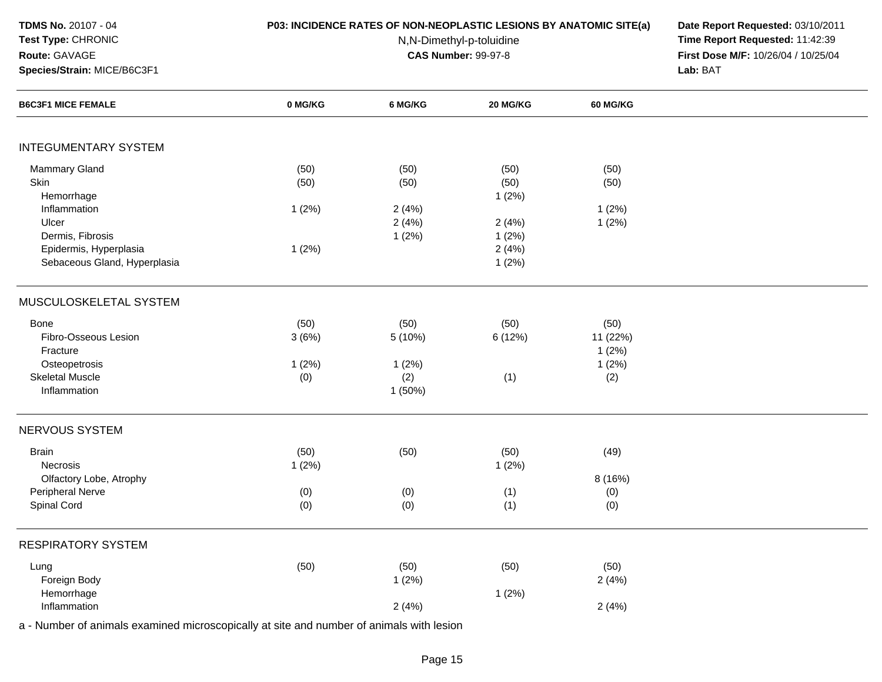**TDMS No.** 20107 - 04
**Test Type:** CHRONIC
**Route:** GAVAGE
**Species/Strain:** MICE/B6C3F1

**P03: INCIDENCE RATES OF NON-NEOPLASTIC LESIONS BY ANATOMIC SITE(a)**
N,N-Dimethyl-p-toluidine
**CAS Number:** 99-97-8

**Date Report Requested:** 03/10/2011
**Time Report Requested:** 11:42:39
**First Dose M/F:** 10/26/04 / 10/25/04
**Lab:** BAT

| B6C3F1 MICE FEMALE | 0 MG/KG | 6 MG/KG | 20 MG/KG | 60 MG/KG |
|---|---|---|---|---|
| **INTEGUMENTARY SYSTEM** | | | | |
| Mammary Gland | (50) | (50) | (50) | (50) |
| Skin | (50) | (50) | (50) | (50) |
| Hemorrhage | | | 1 (2%) | |
| Inflammation | 1 (2%) | 2 (4%) | | 1 (2%) |
| Ulcer | | 2 (4%) | 2 (4%) | 1 (2%) |
| Dermis, Fibrosis | | 1 (2%) | 1 (2%) | |
| Epidermis, Hyperplasia | 1 (2%) | | 2 (4%) | |
| Sebaceous Gland, Hyperplasia | | | 1 (2%) | |
| **MUSCULOSKELETAL SYSTEM** | | | | |
| Bone | (50) | (50) | (50) | (50) |
| Fibro-Osseous Lesion | 3 (6%) | 5 (10%) | 6 (12%) | 11 (22%) |
| Fracture | | | | 1 (2%) |
| Osteopetrosis | 1 (2%) | 1 (2%) | | 1 (2%) |
| Skeletal Muscle | (0) | (2) | (1) | (2) |
| Inflammation | | 1 (50%) | | |
| **NERVOUS SYSTEM** | | | | |
| Brain | (50) | (50) | (50) | (49) |
| Necrosis | 1 (2%) | | 1 (2%) | |
| Olfactory Lobe, Atrophy | | | | 8 (16%) |
| Peripheral Nerve | (0) | (0) | (1) | (0) |
| Spinal Cord | (0) | (0) | (1) | (0) |
| **RESPIRATORY SYSTEM** | | | | |
| Lung | (50) | (50) | (50) | (50) |
| Foreign Body | | 1 (2%) | | 2 (4%) |
| Hemorrhage | | | 1 (2%) | |
| Inflammation | | 2 (4%) | | 2 (4%) |

a - Number of animals examined microscopically at site and number of animals with lesion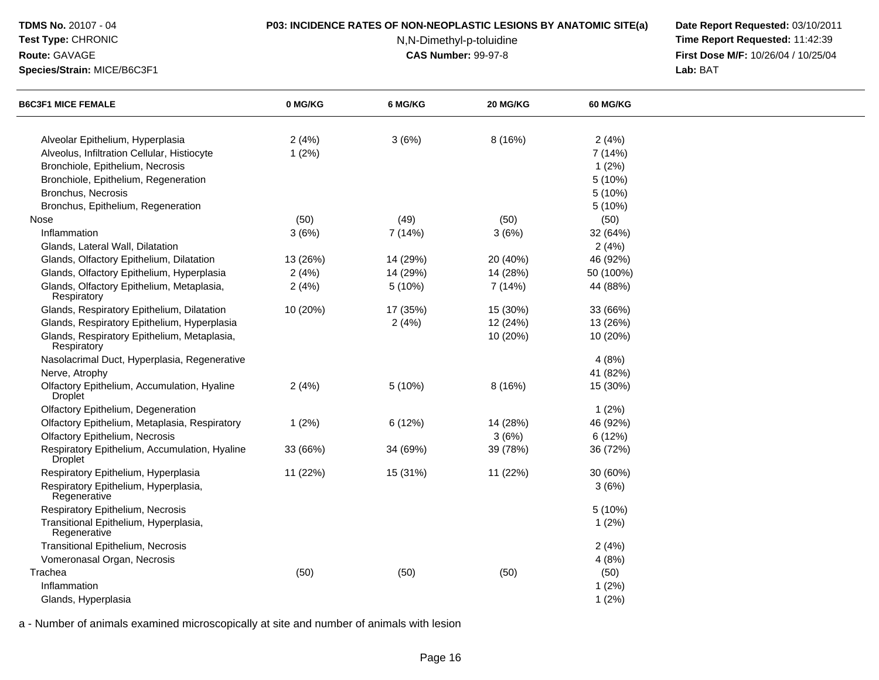**TDMS No.** 20107 - 04
**Test Type:** CHRONIC
**Route:** GAVAGE
**Species/Strain:** MICE/B6C3F1

**P03: INCIDENCE RATES OF NON-NEOPLASTIC LESIONS BY ANATOMIC SITE(a)**
N,N-Dimethyl-p-toluidine
**CAS Number:** 99-97-8

**Date Report Requested:** 03/10/2011
**Time Report Requested:** 11:42:39
**First Dose M/F:** 10/26/04 / 10/25/04
**Lab:** BAT

| B6C3F1 MICE FEMALE | 0 MG/KG | 6 MG/KG | 20 MG/KG | 60 MG/KG |
|---|---|---|---|---|
| Alveolar Epithelium, Hyperplasia | 2 (4%) | 3 (6%) | 8 (16%) | 2 (4%) |
| Alveolus, Infiltration Cellular, Histiocyte | 1 (2%) | | | 7 (14%) |
| Bronchiole, Epithelium, Necrosis | | | | 1 (2%) |
| Bronchiole, Epithelium, Regeneration | | | | 5 (10%) |
| Bronchus, Necrosis | | | | 5 (10%) |
| Bronchus, Epithelium, Regeneration | | | | 5 (10%) |
| Nose | (50) | (49) | (50) | (50) |
| Inflammation | 3 (6%) | 7 (14%) | 3 (6%) | 32 (64%) |
| Glands, Lateral Wall, Dilatation | | | | 2 (4%) |
| Glands, Olfactory Epithelium, Dilatation | 13 (26%) | 14 (29%) | 20 (40%) | 46 (92%) |
| Glands, Olfactory Epithelium, Hyperplasia | 2 (4%) | 14 (29%) | 14 (28%) | 50 (100%) |
| Glands, Olfactory Epithelium, Metaplasia, Respiratory | 2 (4%) | 5 (10%) | 7 (14%) | 44 (88%) |
| Glands, Respiratory Epithelium, Dilatation | 10 (20%) | 17 (35%) | 15 (30%) | 33 (66%) |
| Glands, Respiratory Epithelium, Hyperplasia | | 2 (4%) | 12 (24%) | 13 (26%) |
| Glands, Respiratory Epithelium, Metaplasia, Respiratory | | | 10 (20%) | 10 (20%) |
| Nasolacrimal Duct, Hyperplasia, Regenerative | | | | 4 (8%) |
| Nerve, Atrophy | | | | 41 (82%) |
| Olfactory Epithelium, Accumulation, Hyaline Droplet | 2 (4%) | 5 (10%) | 8 (16%) | 15 (30%) |
| Olfactory Epithelium, Degeneration | | | | 1 (2%) |
| Olfactory Epithelium, Metaplasia, Respiratory | 1 (2%) | 6 (12%) | 14 (28%) | 46 (92%) |
| Olfactory Epithelium, Necrosis | | | 3 (6%) | 6 (12%) |
| Respiratory Epithelium, Accumulation, Hyaline Droplet | 33 (66%) | 34 (69%) | 39 (78%) | 36 (72%) |
| Respiratory Epithelium, Hyperplasia | 11 (22%) | 15 (31%) | 11 (22%) | 30 (60%) |
| Respiratory Epithelium, Hyperplasia, Regenerative | | | | 3 (6%) |
| Respiratory Epithelium, Necrosis | | | | 5 (10%) |
| Transitional Epithelium, Hyperplasia, Regenerative | | | | 1 (2%) |
| Transitional Epithelium, Necrosis | | | | 2 (4%) |
| Vomeronasal Organ, Necrosis | | | | 4 (8%) |
| Trachea | (50) | (50) | (50) | (50) |
| Inflammation | | | | 1 (2%) |
| Glands, Hyperplasia | | | | 1 (2%) |

a - Number of animals examined microscopically at site and number of animals with lesion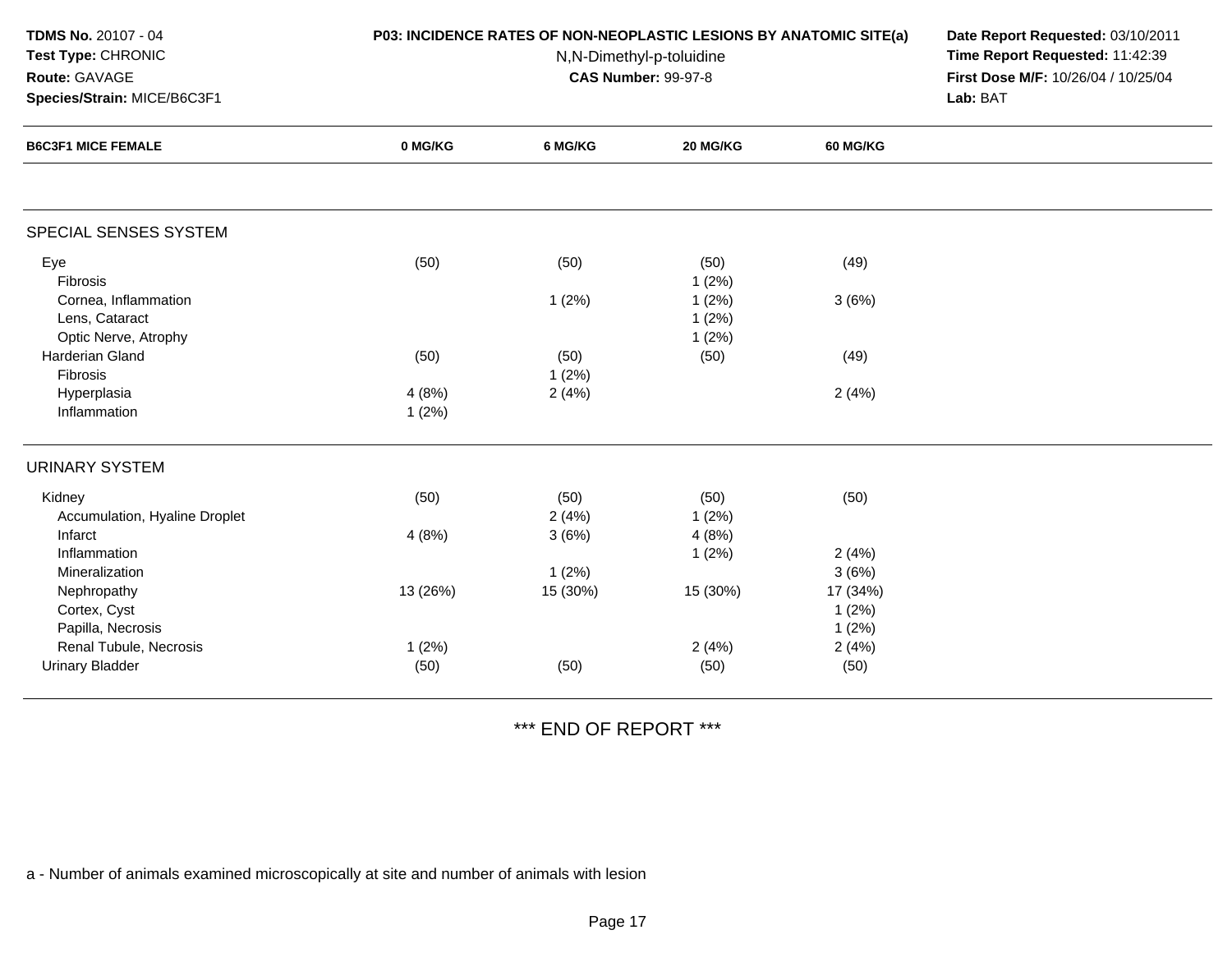**TDMS No.** 20107 - 04
**Test Type:** CHRONIC
**Route:** GAVAGE
**Species/Strain:** MICE/B6C3F1

**P03: INCIDENCE RATES OF NON-NEOPLASTIC LESIONS BY ANATOMIC SITE(a)**
N,N-Dimethyl-p-toluidine
**CAS Number:** 99-97-8

**Date Report Requested:** 03/10/2011
**Time Report Requested:** 11:42:39
**First Dose M/F:** 10/26/04 / 10/25/04
**Lab:** BAT

| B6C3F1 MICE FEMALE | 0 MG/KG | 6 MG/KG | 20 MG/KG | 60 MG/KG |
|---|---|---|---|---|
| SPECIAL SENSES SYSTEM | | | | |
| Eye | (50) | (50) | (50) | (49) |
| Fibrosis | | | 1 (2%) | |
| Cornea, Inflammation | | 1 (2%) | 1 (2%) | 3 (6%) |
| Lens, Cataract | | | 1 (2%) | |
| Optic Nerve, Atrophy | | | 1 (2%) | |
| Harderian Gland | (50) | (50) | (50) | (49) |
| Fibrosis | | 1 (2%) | | |
| Hyperplasia | 4 (8%) | 2 (4%) | | 2 (4%) |
| Inflammation | 1 (2%) | | | |
| URINARY SYSTEM | | | | |
| Kidney | (50) | (50) | (50) | (50) |
| Accumulation, Hyaline Droplet | | 2 (4%) | 1 (2%) | |
| Infarct | 4 (8%) | 3 (6%) | 4 (8%) | |
| Inflammation | | | 1 (2%) | 2 (4%) |
| Mineralization | | 1 (2%) | | 3 (6%) |
| Nephropathy | 13 (26%) | 15 (30%) | 15 (30%) | 17 (34%) |
| Cortex, Cyst | | | | 1 (2%) |
| Papilla, Necrosis | | | | 1 (2%) |
| Renal Tubule, Necrosis | 1 (2%) | | 2 (4%) | 2 (4%) |
| Urinary Bladder | (50) | (50) | (50) | (50) |

*** END OF REPORT ***

a - Number of animals examined microscopically at site and number of animals with lesion